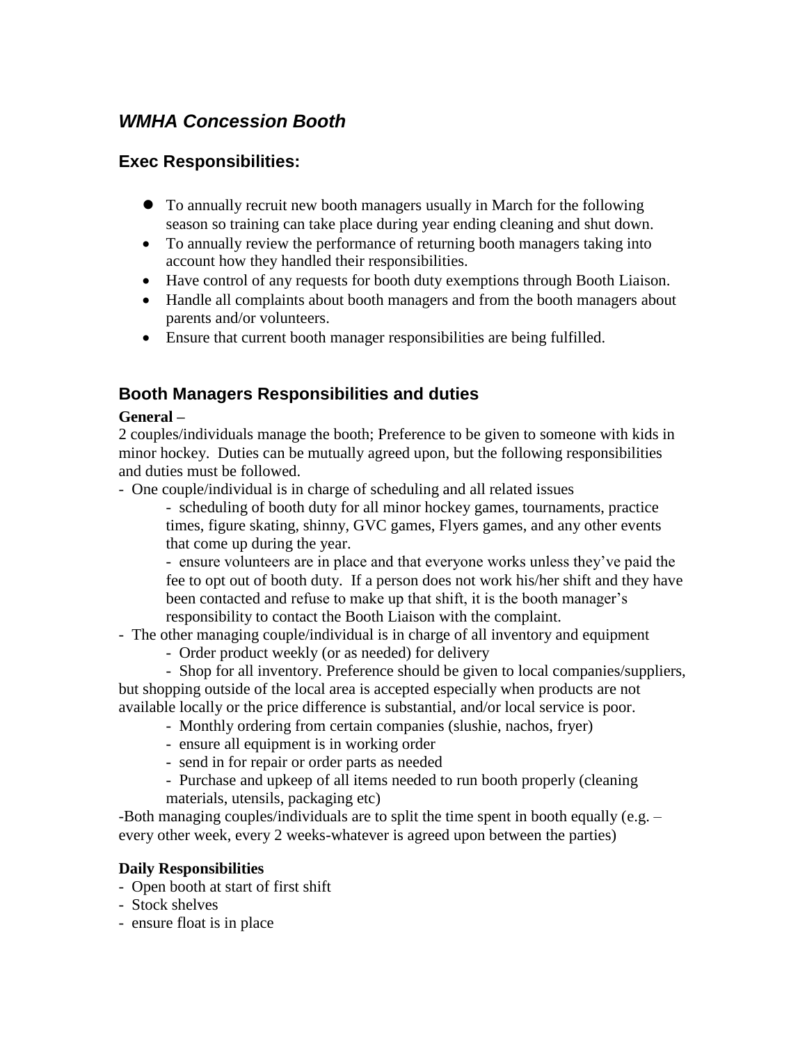# *WMHA Concession Booth*

## Exec Responsibilities:

- To annually recruit new booth managers usually in March for the following season so training can take place during year ending cleaning and shut down.
- To annually review the performance of returning booth managers taking into account how they handled their responsibilities.
- Have control of any requests for booth duty exemptions through Booth Liaison.
- Handle all complaints about booth managers and from the booth managers about parents and/or volunteers.
- Ensure that current booth manager responsibilities are being fulfilled.

## Booth Managers Responsibilities and duties

**General –**

2 couples/individuals manage the booth; Preference to be given to someone with kids in minor hockey. Duties can be mutually agreed upon, but the following responsibilities and duties must be followed.

- One couple/individual is in charge of scheduling and all related issues
  - scheduling of booth duty for all minor hockey games, tournaments, practice times, figure skating, shinny, GVC games, Flyers games, and any other events that come up during the year.
  - ensure volunteers are in place and that everyone works unless they've paid the fee to opt out of booth duty. If a person does not work his/her shift and they have been contacted and refuse to make up that shift, it is the booth manager's responsibility to contact the Booth Liaison with the complaint.
- The other managing couple/individual is in charge of all inventory and equipment
  - Order product weekly (or as needed) for delivery
  - Shop for all inventory. Preference should be given to local companies/suppliers, but shopping outside of the local area is accepted especially when products are not available locally or the price difference is substantial, and/or local service is poor.
  - Monthly ordering from certain companies (slushie, nachos, fryer)
  - ensure all equipment is in working order
  - send in for repair or order parts as needed
  - Purchase and upkeep of all items needed to run booth properly (cleaning materials, utensils, packaging etc)

-Both managing couples/individuals are to split the time spent in booth equally (e.g. – every other week, every 2 weeks-whatever is agreed upon between the parties)

**Daily Responsibilities**

- Open booth at start of first shift
- Stock shelves
- ensure float is in place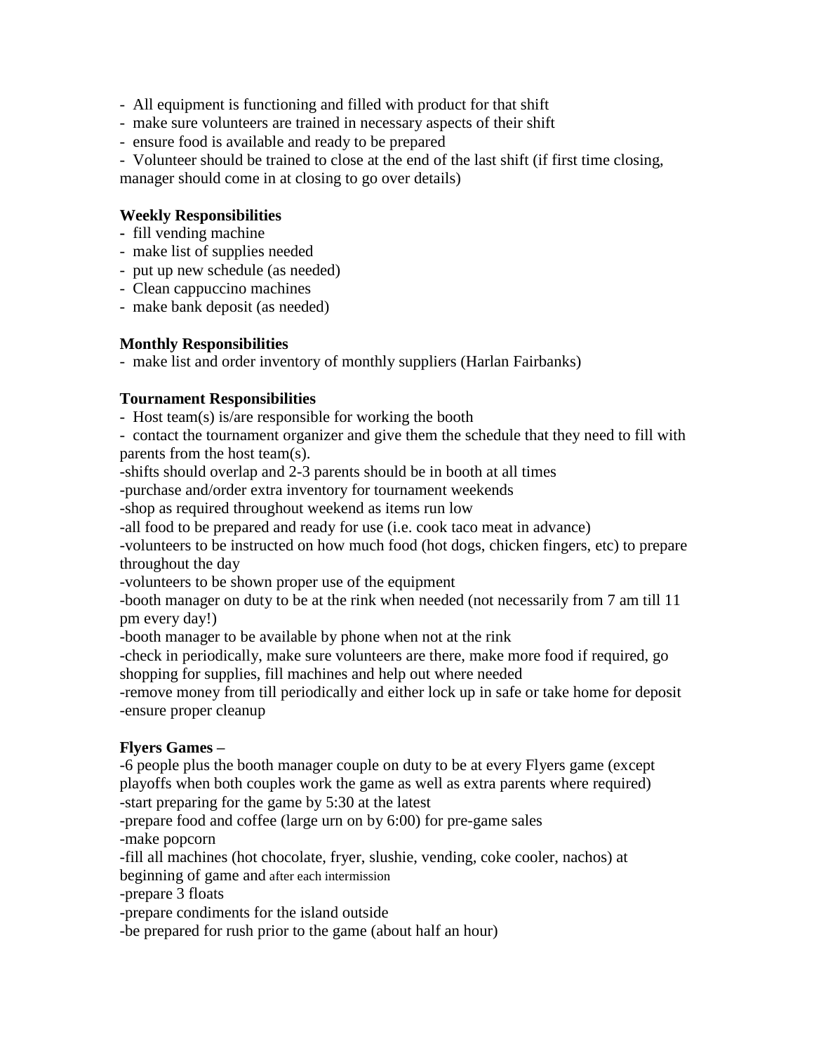- All equipment is functioning and filled with product for that shift
- make sure volunteers are trained in necessary aspects of their shift
- ensure food is available and ready to be prepared
- Volunteer should be trained to close at the end of the last shift (if first time closing, manager should come in at closing to go over details)

**Weekly Responsibilities**

- fill vending machine
- make list of supplies needed
- put up new schedule (as needed)
- Clean cappuccino machines
- make bank deposit (as needed)

**Monthly Responsibilities**

- make list and order inventory of monthly suppliers (Harlan Fairbanks)

**Tournament Responsibilities**

- Host team(s) is/are responsible for working the booth
- contact the tournament organizer and give them the schedule that they need to fill with parents from the host team(s).
- shifts should overlap and 2-3 parents should be in booth at all times
- purchase and/order extra inventory for tournament weekends
- shop as required throughout weekend as items run low
- all food to be prepared and ready for use (i.e. cook taco meat in advance)
- volunteers to be instructed on how much food (hot dogs, chicken fingers, etc) to prepare throughout the day
- volunteers to be shown proper use of the equipment
- booth manager on duty to be at the rink when needed (not necessarily from 7 am till 11 pm every day!)
- booth manager to be available by phone when not at the rink
- check in periodically, make sure volunteers are there, make more food if required, go shopping for supplies, fill machines and help out where needed
- remove money from till periodically and either lock up in safe or take home for deposit
- ensure proper cleanup

**Flyers Games –**

- 6 people plus the booth manager couple on duty to be at every Flyers game (except playoffs when both couples work the game as well as extra parents where required)
- start preparing for the game by 5:30 at the latest
- prepare food and coffee (large urn on by 6:00) for pre-game sales
- make popcorn
- fill all machines (hot chocolate, fryer, slushie, vending, coke cooler, nachos) at beginning of game and after each intermission
- prepare 3 floats
- prepare condiments for the island outside
- be prepared for rush prior to the game (about half an hour)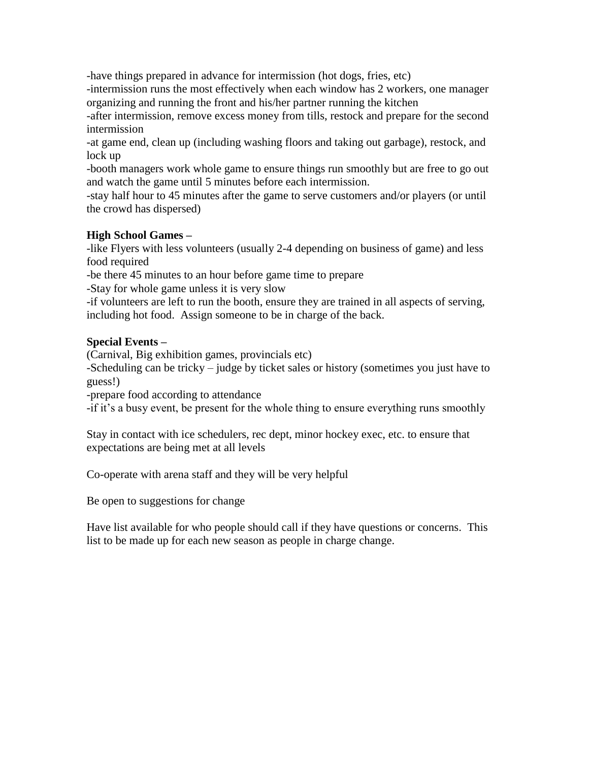-have things prepared in advance for intermission (hot dogs, fries, etc)
-intermission runs the most effectively when each window has 2 workers, one manager organizing and running the front and his/her partner running the kitchen
-after intermission, remove excess money from tills, restock and prepare for the second intermission
-at game end, clean up (including washing floors and taking out garbage), restock, and lock up
-booth managers work whole game to ensure things run smoothly but are free to go out and watch the game until 5 minutes before each intermission.
-stay half hour to 45 minutes after the game to serve customers and/or players (or until the crowd has dispersed)

**High School Games –**
-like Flyers with less volunteers (usually 2-4 depending on business of game) and less food required
-be there 45 minutes to an hour before game time to prepare
-Stay for whole game unless it is very slow
-if volunteers are left to run the booth, ensure they are trained in all aspects of serving, including hot food. Assign someone to be in charge of the back.

**Special Events –**
(Carnival, Big exhibition games, provincials etc)
-Scheduling can be tricky – judge by ticket sales or history (sometimes you just have to guess!)
-prepare food according to attendance
-if it's a busy event, be present for the whole thing to ensure everything runs smoothly

Stay in contact with ice schedulers, rec dept, minor hockey exec, etc. to ensure that expectations are being met at all levels

Co-operate with arena staff and they will be very helpful

Be open to suggestions for change

Have list available for who people should call if they have questions or concerns. This list to be made up for each new season as people in charge change.